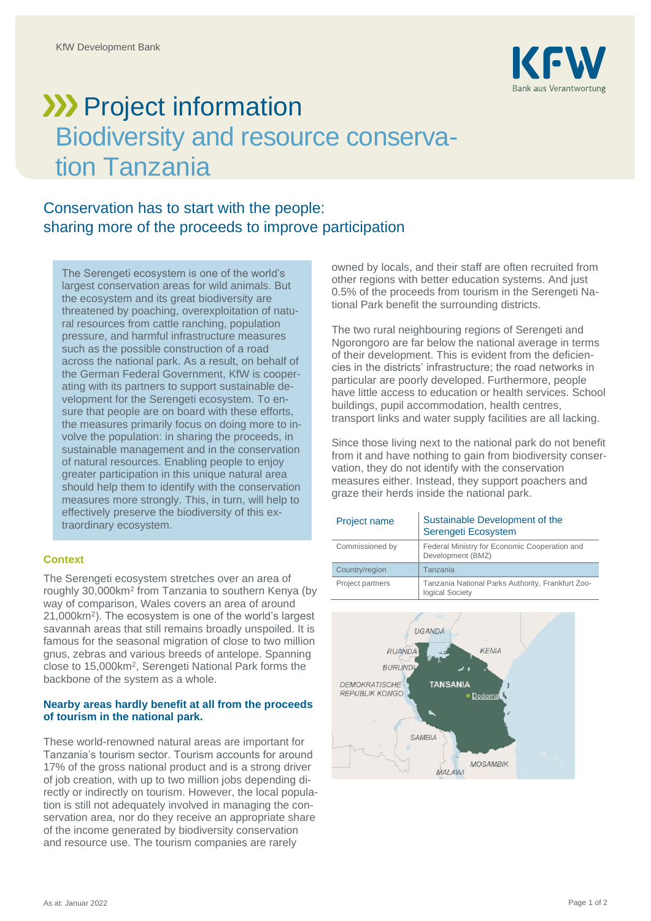KfW Development Bank

# Project information
## Biodiversity and resource conservation Tanzania

## Conservation has to start with the people: sharing more of the proceeds to improve participation

The Serengeti ecosystem is one of the world's largest conservation areas for wild animals. But the ecosystem and its great biodiversity are threatened by poaching, overexploitation of natural resources from cattle ranching, population pressure, and harmful infrastructure measures such as the possible construction of a road across the national park. As a result, on behalf of the German Federal Government, KfW is cooperating with its partners to support sustainable development for the Serengeti ecosystem. To ensure that people are on board with these efforts, the measures primarily focus on doing more to involve the population: in sharing the proceeds, in sustainable management and in the conservation of natural resources. Enabling people to enjoy greater participation in this unique natural area should help them to identify with the conservation measures more strongly. This, in turn, will help to effectively preserve the biodiversity of this extraordinary ecosystem.

### Context

The Serengeti ecosystem stretches over an area of roughly 30,000km² from Tanzania to southern Kenya (by way of comparison, Wales covers an area of around 21,000km²). The ecosystem is one of the world's largest savannah areas that still remains broadly unspoiled. It is famous for the seasonal migration of close to two million gnus, zebras and various breeds of antelope. Spanning close to 15,000km², Serengeti National Park forms the backbone of the system as a whole.

### Nearby areas hardly benefit at all from the proceeds of tourism in the national park.

These world-renowned natural areas are important for Tanzania's tourism sector. Tourism accounts for around 17% of the gross national product and is a strong driver of job creation, with up to two million jobs depending directly or indirectly on tourism. However, the local population is still not adequately involved in managing the conservation area, nor do they receive an appropriate share of the income generated by biodiversity conservation and resource use. The tourism companies are rarely owned by locals, and their staff are often recruited from other regions with better education systems. And just 0.5% of the proceeds from tourism in the Serengeti National Park benefit the surrounding districts.

The two rural neighbouring regions of Serengeti and Ngorongoro are far below the national average in terms of their development. This is evident from the deficiencies in the districts' infrastructure; the road networks in particular are poorly developed. Furthermore, people have little access to education or health services. School buildings, pupil accommodation, health centres, transport links and water supply facilities are all lacking.

Since those living next to the national park do not benefit from it and have nothing to gain from biodiversity conservation, they do not identify with the conservation measures either. Instead, they support poachers and graze their herds inside the national park.

| Project name | Sustainable Development of the Serengeti Ecosystem |
|---|---|
| Commissioned by | Federal Ministry for Economic Cooperation and Development (BMZ) |
| Country/region | Tanzania |
| Project partners | Tanzania National Parks Authority, Frankfurt Zoological Society |

UGANDA, RUANDA, BURUNDI, KENIA, DEMOKRATISCHE REPUBLIK KONGO, TANSANIA, Dodoma, SAMBIA, MOSAMBIK, MALAWI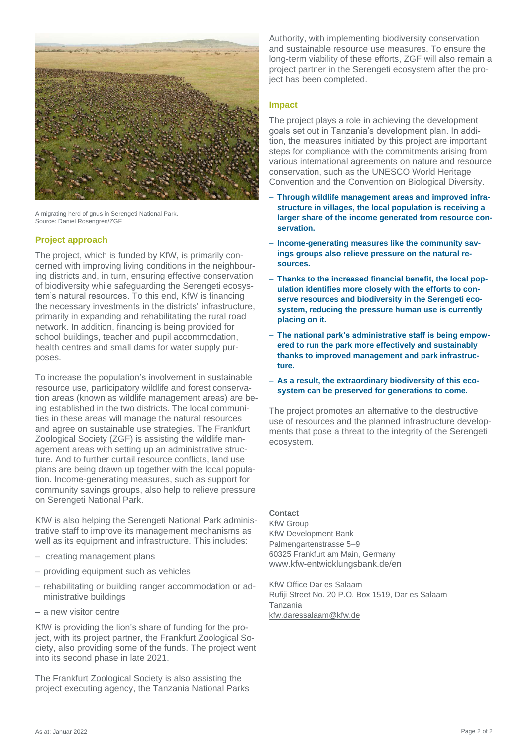A migrating herd of gnus in Serengeti National Park.
Source: Daniel Rosengren/ZGF

## Project approach

The project, which is funded by KfW, is primarily concerned with improving living conditions in the neighbouring districts and, in turn, ensuring effective conservation of biodiversity while safeguarding the Serengeti ecosystem's natural resources. To this end, KfW is financing the necessary investments in the districts' infrastructure, primarily in expanding and rehabilitating the rural road network. In addition, financing is being provided for school buildings, teacher and pupil accommodation, health centres and small dams for water supply purposes.

To increase the population's involvement in sustainable resource use, participatory wildlife and forest conservation areas (known as wildlife management areas) are being established in the two districts. The local communities in these areas will manage the natural resources and agree on sustainable use strategies. The Frankfurt Zoological Society (ZGF) is assisting the wildlife management areas with setting up an administrative structure. And to further curtail resource conflicts, land use plans are being drawn up together with the local population. Income-generating measures, such as support for community savings groups, also help to relieve pressure on Serengeti National Park.

KfW is also helping the Serengeti National Park administrative staff to improve its management mechanisms as well as its equipment and infrastructure. This includes:

- creating management plans
- providing equipment such as vehicles
- rehabilitating or building ranger accommodation or administrative buildings
- a new visitor centre

KfW is providing the lion's share of funding for the project, with its project partner, the Frankfurt Zoological Society, also providing some of the funds. The project went into its second phase in late 2021.

The Frankfurt Zoological Society is also assisting the project executing agency, the Tanzania National Parks Authority, with implementing biodiversity conservation and sustainable resource use measures. To ensure the long-term viability of these efforts, ZGF will also remain a project partner in the Serengeti ecosystem after the project has been completed.

## Impact

The project plays a role in achieving the development goals set out in Tanzania's development plan. In addition, the measures initiated by this project are important steps for compliance with the commitments arising from various international agreements on nature and resource conservation, such as the UNESCO World Heritage Convention and the Convention on Biological Diversity.

- **Through wildlife management areas and improved infrastructure in villages, the local population is receiving a larger share of the income generated from resource conservation.**
- **Income-generating measures like the community savings groups also relieve pressure on the natural resources.**
- **Thanks to the increased financial benefit, the local population identifies more closely with the efforts to conserve resources and biodiversity in the Serengeti ecosystem, reducing the pressure human use is currently placing on it.**
- **The national park's administrative staff is being empowered to run the park more effectively and sustainably thanks to improved management and park infrastructure.**
- **As a result, the extraordinary biodiversity of this ecosystem can be preserved for generations to come.**

The project promotes an alternative to the destructive use of resources and the planned infrastructure developments that pose a threat to the integrity of the Serengeti ecosystem.

**Contact**
KfW Group
KfW Development Bank
Palmengartenstrasse 5–9
60325 Frankfurt am Main, Germany
www.kfw-entwicklungsbank.de/en

KfW Office Dar es Salaam
Rufiji Street No. 20 P.O. Box 1519, Dar es Salaam
Tanzania
kfw.daressalaam@kfw.de

As at: Januar 2022